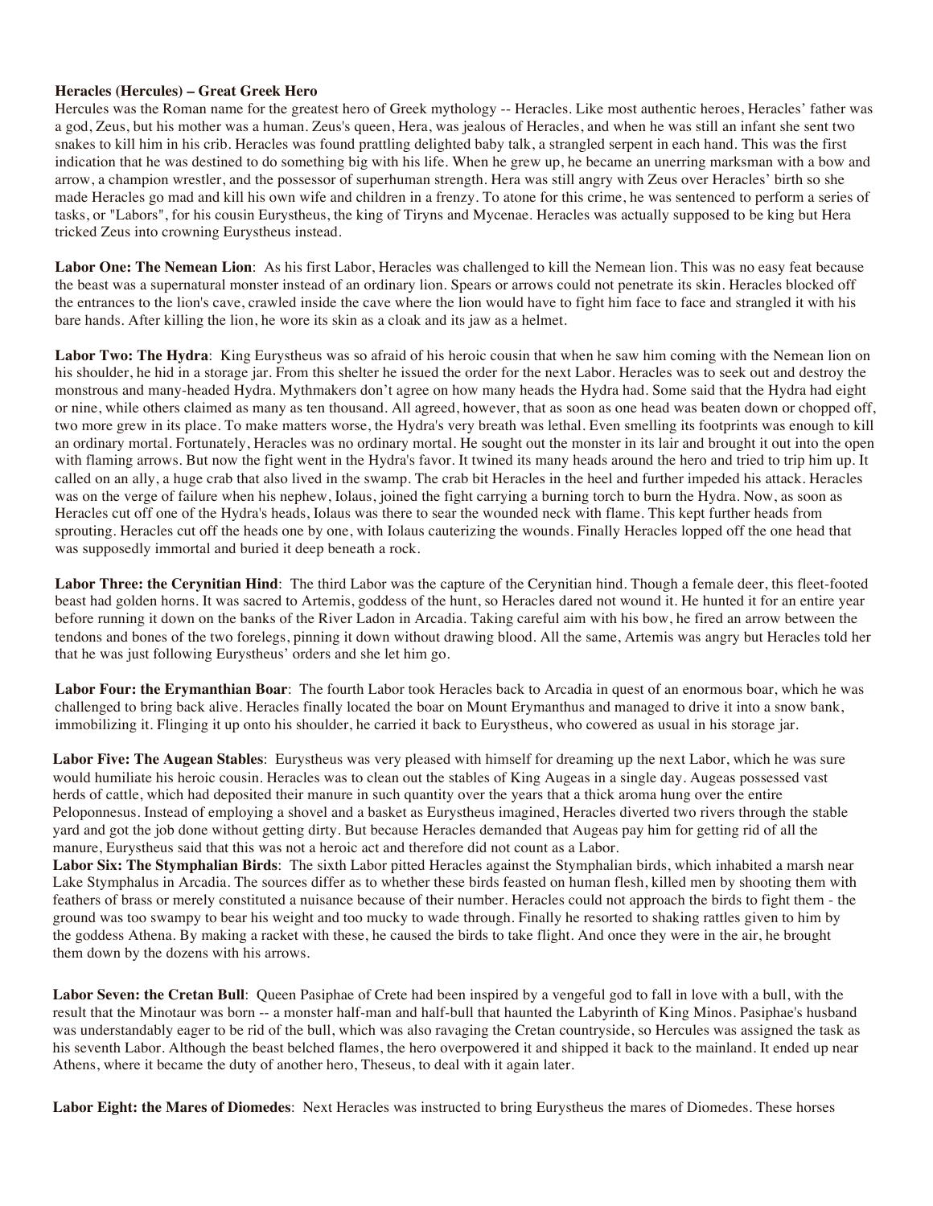**Heracles (Hercules) – Great Greek Hero**

Hercules was the Roman name for the greatest hero of Greek mythology -- Heracles. Like most authentic heroes, Heracles' father was a god, Zeus, but his mother was a human. Zeus's queen, Hera, was jealous of Heracles, and when he was still an infant she sent two snakes to kill him in his crib. Heracles was found prattling delighted baby talk, a strangled serpent in each hand. This was the first indication that he was destined to do something big with his life. When he grew up, he became an unerring marksman with a bow and arrow, a champion wrestler, and the possessor of superhuman strength. Hera was still angry with Zeus over Heracles' birth so she made Heracles go mad and kill his own wife and children in a frenzy. To atone for this crime, he was sentenced to perform a series of tasks, or "Labors", for his cousin Eurystheus, the king of Tiryns and Mycenae. Heracles was actually supposed to be king but Hera tricked Zeus into crowning Eurystheus instead.

**Labor One: The Nemean Lion**: As his first Labor, Heracles was challenged to kill the Nemean lion. This was no easy feat because the beast was a supernatural monster instead of an ordinary lion. Spears or arrows could not penetrate its skin. Heracles blocked off the entrances to the lion's cave, crawled inside the cave where the lion would have to fight him face to face and strangled it with his bare hands. After killing the lion, he wore its skin as a cloak and its jaw as a helmet.

**Labor Two: The Hydra**: King Eurystheus was so afraid of his heroic cousin that when he saw him coming with the Nemean lion on his shoulder, he hid in a storage jar. From this shelter he issued the order for the next Labor. Heracles was to seek out and destroy the monstrous and many-headed Hydra. Mythmakers don't agree on how many heads the Hydra had. Some said that the Hydra had eight or nine, while others claimed as many as ten thousand. All agreed, however, that as soon as one head was beaten down or chopped off, two more grew in its place. To make matters worse, the Hydra's very breath was lethal. Even smelling its footprints was enough to kill an ordinary mortal. Fortunately, Heracles was no ordinary mortal. He sought out the monster in its lair and brought it out into the open with flaming arrows. But now the fight went in the Hydra's favor. It twined its many heads around the hero and tried to trip him up. It called on an ally, a huge crab that also lived in the swamp. The crab bit Heracles in the heel and further impeded his attack. Heracles was on the verge of failure when his nephew, Iolaus, joined the fight carrying a burning torch to burn the Hydra. Now, as soon as Heracles cut off one of the Hydra's heads, Iolaus was there to sear the wounded neck with flame. This kept further heads from sprouting. Heracles cut off the heads one by one, with Iolaus cauterizing the wounds. Finally Heracles lopped off the one head that was supposedly immortal and buried it deep beneath a rock.

**Labor Three: the Cerynitian Hind**: The third Labor was the capture of the Cerynitian hind. Though a female deer, this fleet-footed beast had golden horns. It was sacred to Artemis, goddess of the hunt, so Heracles dared not wound it. He hunted it for an entire year before running it down on the banks of the River Ladon in Arcadia. Taking careful aim with his bow, he fired an arrow between the tendons and bones of the two forelegs, pinning it down without drawing blood. All the same, Artemis was angry but Heracles told her that he was just following Eurystheus' orders and she let him go.

**Labor Four: the Erymanthian Boar**: The fourth Labor took Heracles back to Arcadia in quest of an enormous boar, which he was challenged to bring back alive. Heracles finally located the boar on Mount Erymanthus and managed to drive it into a snow bank, immobilizing it. Flinging it up onto his shoulder, he carried it back to Eurystheus, who cowered as usual in his storage jar.

**Labor Five: The Augean Stables**: Eurystheus was very pleased with himself for dreaming up the next Labor, which he was sure would humiliate his heroic cousin. Heracles was to clean out the stables of King Augeas in a single day. Augeas possessed vast herds of cattle, which had deposited their manure in such quantity over the years that a thick aroma hung over the entire Peloponnesus. Instead of employing a shovel and a basket as Eurystheus imagined, Heracles diverted two rivers through the stable yard and got the job done without getting dirty. But because Heracles demanded that Augeas pay him for getting rid of all the manure, Eurystheus said that this was not a heroic act and therefore did not count as a Labor.

**Labor Six: The Stymphalian Birds**: The sixth Labor pitted Heracles against the Stymphalian birds, which inhabited a marsh near Lake Stymphalus in Arcadia. The sources differ as to whether these birds feasted on human flesh, killed men by shooting them with feathers of brass or merely constituted a nuisance because of their number. Heracles could not approach the birds to fight them - the ground was too swampy to bear his weight and too mucky to wade through. Finally he resorted to shaking rattles given to him by the goddess Athena. By making a racket with these, he caused the birds to take flight. And once they were in the air, he brought them down by the dozens with his arrows.

**Labor Seven: the Cretan Bull**: Queen Pasiphae of Crete had been inspired by a vengeful god to fall in love with a bull, with the result that the Minotaur was born -- a monster half-man and half-bull that haunted the Labyrinth of King Minos. Pasiphae's husband was understandably eager to be rid of the bull, which was also ravaging the Cretan countryside, so Hercules was assigned the task as his seventh Labor. Although the beast belched flames, the hero overpowered it and shipped it back to the mainland. It ended up near Athens, where it became the duty of another hero, Theseus, to deal with it again later.

**Labor Eight: the Mares of Diomedes**: Next Heracles was instructed to bring Eurystheus the mares of Diomedes. These horses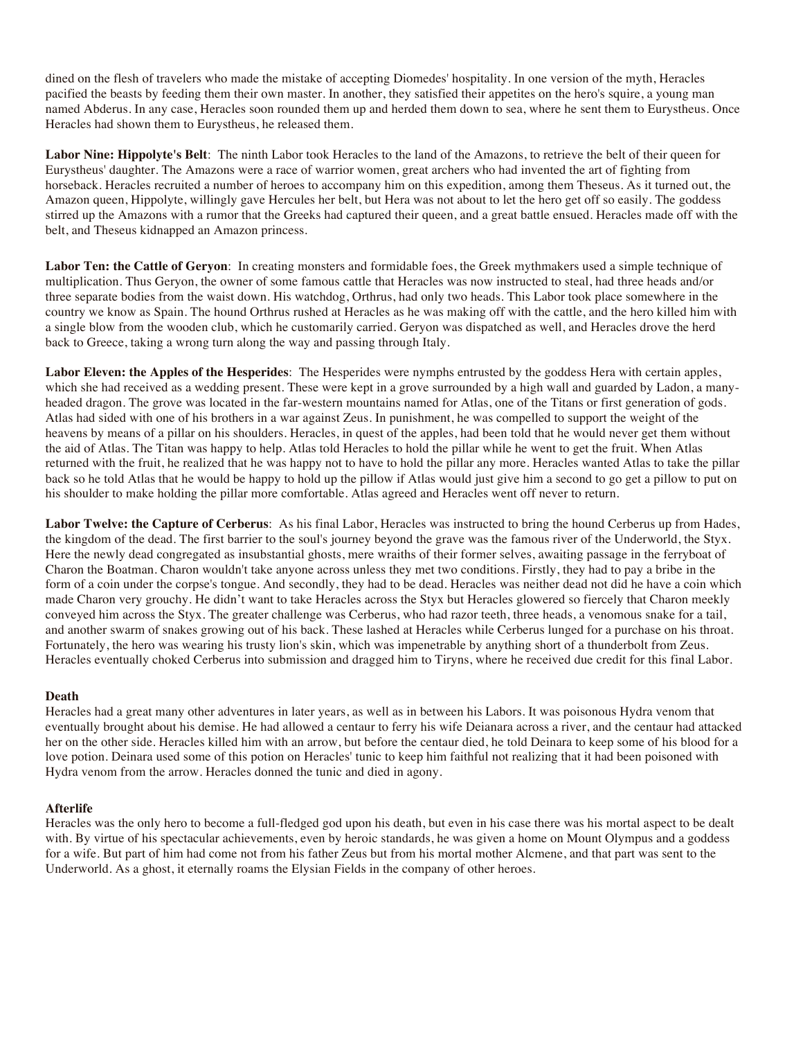dined on the flesh of travelers who made the mistake of accepting Diomedes' hospitality. In one version of the myth, Heracles pacified the beasts by feeding them their own master. In another, they satisfied their appetites on the hero's squire, a young man named Abderus. In any case, Heracles soon rounded them up and herded them down to sea, where he sent them to Eurystheus. Once Heracles had shown them to Eurystheus, he released them.

**Labor Nine: Hippolyte's Belt**: The ninth Labor took Heracles to the land of the Amazons, to retrieve the belt of their queen for Eurystheus' daughter. The Amazons were a race of warrior women, great archers who had invented the art of fighting from horseback. Heracles recruited a number of heroes to accompany him on this expedition, among them Theseus. As it turned out, the Amazon queen, Hippolyte, willingly gave Hercules her belt, but Hera was not about to let the hero get off so easily. The goddess stirred up the Amazons with a rumor that the Greeks had captured their queen, and a great battle ensued. Heracles made off with the belt, and Theseus kidnapped an Amazon princess.

**Labor Ten: the Cattle of Geryon**: In creating monsters and formidable foes, the Greek mythmakers used a simple technique of multiplication. Thus Geryon, the owner of some famous cattle that Heracles was now instructed to steal, had three heads and/or three separate bodies from the waist down. His watchdog, Orthrus, had only two heads. This Labor took place somewhere in the country we know as Spain. The hound Orthrus rushed at Heracles as he was making off with the cattle, and the hero killed him with a single blow from the wooden club, which he customarily carried. Geryon was dispatched as well, and Heracles drove the herd back to Greece, taking a wrong turn along the way and passing through Italy.

**Labor Eleven: the Apples of the Hesperides**: The Hesperides were nymphs entrusted by the goddess Hera with certain apples, which she had received as a wedding present. These were kept in a grove surrounded by a high wall and guarded by Ladon, a many-headed dragon. The grove was located in the far-western mountains named for Atlas, one of the Titans or first generation of gods. Atlas had sided with one of his brothers in a war against Zeus. In punishment, he was compelled to support the weight of the heavens by means of a pillar on his shoulders. Heracles, in quest of the apples, had been told that he would never get them without the aid of Atlas. The Titan was happy to help. Atlas told Heracles to hold the pillar while he went to get the fruit. When Atlas returned with the fruit, he realized that he was happy not to have to hold the pillar any more. Heracles wanted Atlas to take the pillar back so he told Atlas that he would be happy to hold up the pillow if Atlas would just give him a second to go get a pillow to put on his shoulder to make holding the pillar more comfortable. Atlas agreed and Heracles went off never to return.

**Labor Twelve: the Capture of Cerberus**: As his final Labor, Heracles was instructed to bring the hound Cerberus up from Hades, the kingdom of the dead. The first barrier to the soul's journey beyond the grave was the famous river of the Underworld, the Styx. Here the newly dead congregated as insubstantial ghosts, mere wraiths of their former selves, awaiting passage in the ferryboat of Charon the Boatman. Charon wouldn't take anyone across unless they met two conditions. Firstly, they had to pay a bribe in the form of a coin under the corpse's tongue. And secondly, they had to be dead. Heracles was neither dead not did he have a coin which made Charon very grouchy. He didn't want to take Heracles across the Styx but Heracles glowered so fiercely that Charon meekly conveyed him across the Styx. The greater challenge was Cerberus, who had razor teeth, three heads, a venomous snake for a tail, and another swarm of snakes growing out of his back. These lashed at Heracles while Cerberus lunged for a purchase on his throat. Fortunately, the hero was wearing his trusty lion's skin, which was impenetrable by anything short of a thunderbolt from Zeus. Heracles eventually choked Cerberus into submission and dragged him to Tiryns, where he received due credit for this final Labor.

### Death

Heracles had a great many other adventures in later years, as well as in between his Labors. It was poisonous Hydra venom that eventually brought about his demise. He had allowed a centaur to ferry his wife Deianara across a river, and the centaur had attacked her on the other side. Heracles killed him with an arrow, but before the centaur died, he told Deinara to keep some of his blood for a love potion. Deinara used some of this potion on Heracles' tunic to keep him faithful not realizing that it had been poisoned with Hydra venom from the arrow. Heracles donned the tunic and died in agony.

### Afterlife

Heracles was the only hero to become a full-fledged god upon his death, but even in his case there was his mortal aspect to be dealt with. By virtue of his spectacular achievements, even by heroic standards, he was given a home on Mount Olympus and a goddess for a wife. But part of him had come not from his father Zeus but from his mortal mother Alcmene, and that part was sent to the Underworld. As a ghost, it eternally roams the Elysian Fields in the company of other heroes.